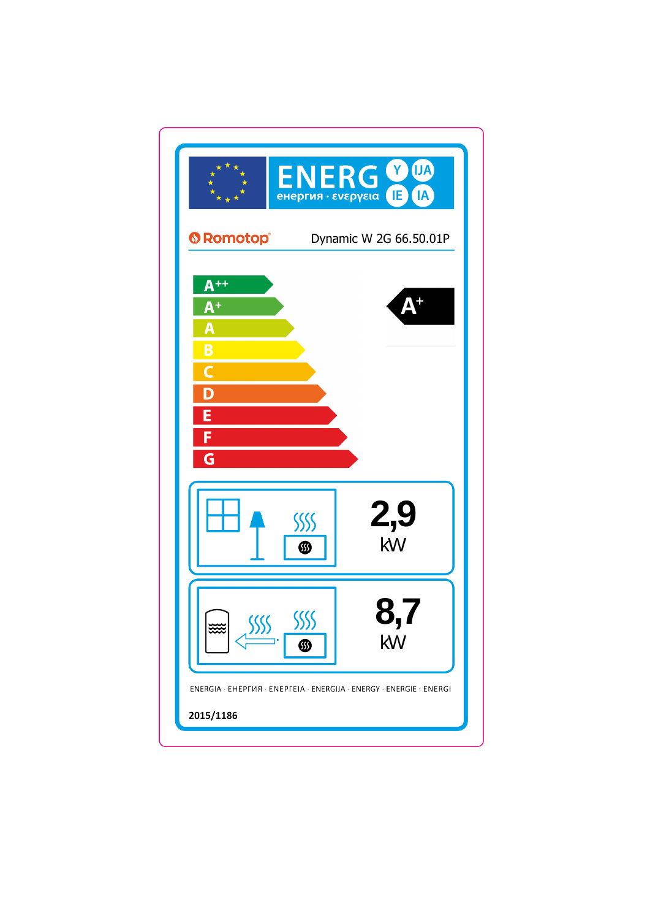ENERG Y IJA IE IA

енергия · ενεργεια

Romotop

Dynamic W 2G 66.50.01P

A++

A+

A

B

C

D

E

F

G

**A+**

**2,9** kW

**8,7** kW

ENERGIA · ЕНЕРГИЯ · ΕΝΕΡΓΕΙΑ · ENERGIJA · ENERGY · ENERGIE · ENERGI

2015/1186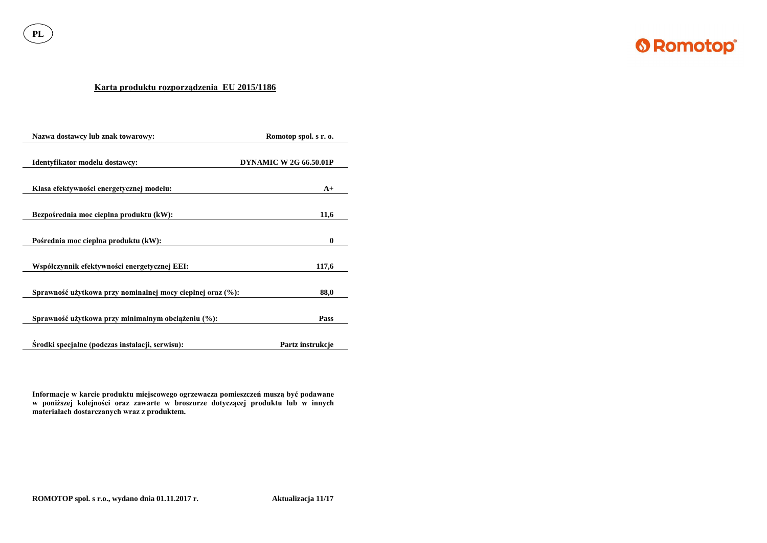PL

**Romotop**

## Karta produktu rozporządzenia EU 2015/1186

| Nazwa dostawcy lub znak towarowy: | Romotop spol. s r. o. |
| --- | --- |
| Identyfikator modelu dostawcy: | DYNAMIC W 2G 66.50.01P |
| Klasa efektywności energetycznej modelu: | A+ |
| Bezpośrednia moc cieplna produktu (kW): | 11,6 |
| Pośrednia moc cieplna produktu (kW): | 0 |
| Współczynnik efektywności energetycznej EEI: | 117,6 |
| Sprawność użytkowa przy nominalnej mocy cieplnej oraz (%): | 88,0 |
| Sprawność użytkowa przy minimalnym obciążeniu (%): | Pass |
| Środki specjalne (podczas instalacji, serwisu): | Partz instrukcje |

**Informacje w karcie produktu miejscowego ogrzewacza pomieszczeń muszą być podawane w poniższej kolejności oraz zawarte w broszurze dotyczącej produktu lub w innych materiałach dostarczanych wraz z produktem.**

**ROMOTOP spol. s r.o., wydano dnia 01.11.2017 r.** **Aktualizacja 11/17**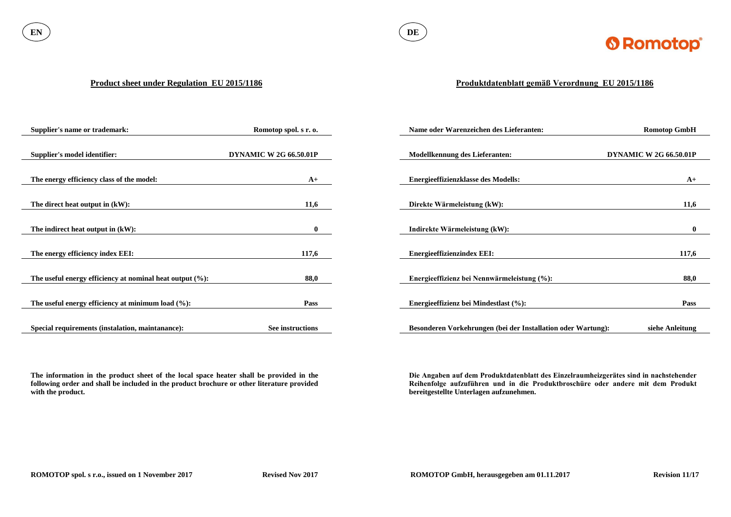EN

## Product sheet under Regulation EU 2015/1186

| | |
|---|---|
| **Supplier's name or trademark:** | **Romotop spol. s r. o.** |
| **Supplier's model identifier:** | **DYNAMIC W 2G 66.50.01P** |
| **The energy efficiency class of the model:** | **A+** |
| **The direct heat output in (kW):** | **11,6** |
| **The indirect heat output in (kW):** | **0** |
| **The energy efficiency index EEI:** | **117,6** |
| **The useful energy efficiency at nominal heat output (%):** | **88,0** |
| **The useful energy efficiency at minimum load (%):** | **Pass** |
| **Special requirements (instalation, maintanance):** | **See instructions** |

**The information in the product sheet of the local space heater shall be provided in the following order and shall be included in the product brochure or other literature provided with the product.**

**ROMOTOP spol. s r.o., issued on 1 November 2017** **Revised Nov 2017**

DE

## Produktdatenblatt gemäß Verordnung EU 2015/1186

| | |
|---|---|
| **Name oder Warenzeichen des Lieferanten:** | **Romotop GmbH** |
| **Modellkennung des Lieferanten:** | **DYNAMIC W 2G 66.50.01P** |
| **Energieeffizienzklasse des Modells:** | **A+** |
| **Direkte Wärmeleistung (kW):** | **11,6** |
| **Indirekte Wärmeleistung (kW):** | **0** |
| **Energieeffizienzindex EEI:** | **117,6** |
| **Energieeffizienz bei Nennwärmeleistung (%):** | **88,0** |
| **Energieeffizienz bei Mindestlast (%):** | **Pass** |
| **Besonderen Vorkehrungen (bei der Installation oder Wartung):** | **siehe Anleitung** |

**Die Angaben auf dem Produktdatenblatt des Einzelraumheizgerätes sind in nachstehender Reihenfolge aufzuführen und in die Produktbroschüre oder andere mit dem Produkt bereitgestellte Unterlagen aufzunehmen.**

**ROMOTOP GmbH, herausgegeben am 01.11.2017** **Revision 11/17**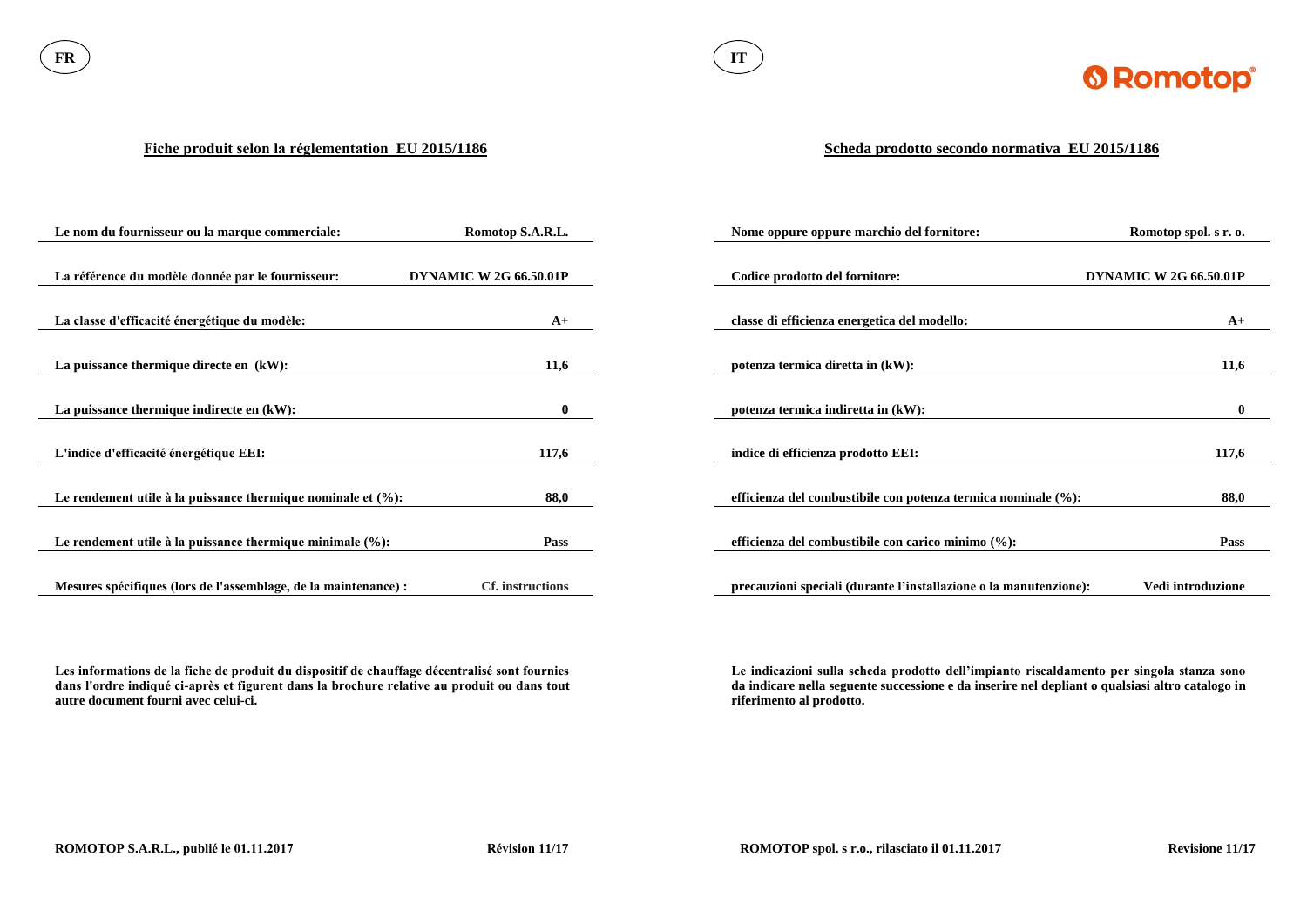FR

## Fiche produit selon la réglementation EU 2015/1186

| | |
|---|---|
| **Le nom du fournisseur ou la marque commerciale:** | **Romotop S.A.R.L.** |
| **La référence du modèle donnée par le fournisseur:** | **DYNAMIC W 2G 66.50.01P** |
| **La classe d'efficacité énergétique du modèle:** | **A+** |
| **La puissance thermique directe en (kW):** | **11,6** |
| **La puissance thermique indirecte en (kW):** | **0** |
| **L'indice d'efficacité énergétique EEI:** | **117,6** |
| **Le rendement utile à la puissance thermique nominale et (%):** | **88,0** |
| **Le rendement utile à la puissance thermique minimale (%):** | **Pass** |
| **Mesures spécifiques (lors de l'assemblage, de la maintenance) :** | **Cf. instructions** |

**Les informations de la fiche de produit du dispositif de chauffage décentralisé sont fournies dans l'ordre indiqué ci-après et figurent dans la brochure relative au produit ou dans tout autre document fourni avec celui-ci.**

**ROMOTOP S.A.R.L., publié le 01.11.2017** **Révision 11/17**

IT

Romotop®

## Scheda prodotto secondo normativa EU 2015/1186

| | |
|---|---|
| **Nome oppure oppure marchio del fornitore:** | **Romotop spol. s r. o.** |
| **Codice prodotto del fornitore:** | **DYNAMIC W 2G 66.50.01P** |
| **classe di efficienza energetica del modello:** | **A+** |
| **potenza termica diretta in (kW):** | **11,6** |
| **potenza termica indiretta in (kW):** | **0** |
| **indice di efficienza prodotto EEI:** | **117,6** |
| **efficienza del combustibile con potenza termica nominale (%):** | **88,0** |
| **efficienza del combustibile con carico minimo (%):** | **Pass** |
| **precauzioni speciali (durante l'installazione o la manutenzione):** | **Vedi introduzione** |

**Le indicazioni sulla scheda prodotto dell'impianto riscaldamento per singola stanza sono da indicare nella seguente successione e da inserire nel depliant o qualsiasi altro catalogo in riferimento al prodotto.**

**ROMOTOP spol. s r.o., rilasciato il 01.11.2017** **Revisione 11/17**